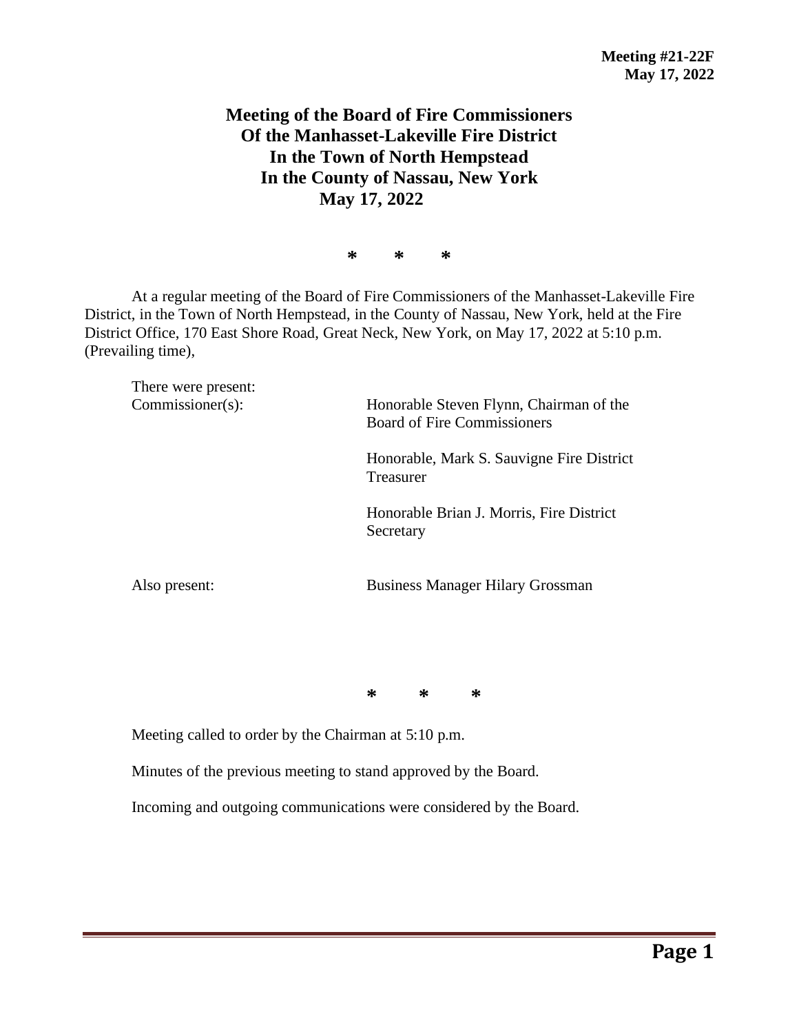**Meeting #21-22F**
**May 17, 2022**

# Meeting of the Board of Fire Commissioners Of the Manhasset-Lakeville Fire District In the Town of North Hempstead In the County of Nassau, New York May 17, 2022

\* \* \*

At a regular meeting of the Board of Fire Commissioners of the Manhasset-Lakeville Fire District, in the Town of North Hempstead, in the County of Nassau, New York, held at the Fire District Office, 170 East Shore Road, Great Neck, New York, on May 17, 2022 at 5:10 p.m. (Prevailing time),

| | |
|---|---|
| There were present: | |
| Commissioner(s): | Honorable Steven Flynn, Chairman of the Board of Fire Commissioners |
| | Honorable, Mark S. Sauvigne Fire District Treasurer |
| | Honorable Brian J. Morris, Fire District Secretary |
| Also present: | Business Manager Hilary Grossman |

\* \* \*

Meeting called to order by the Chairman at 5:10 p.m.

Minutes of the previous meeting to stand approved by the Board.

Incoming and outgoing communications were considered by the Board.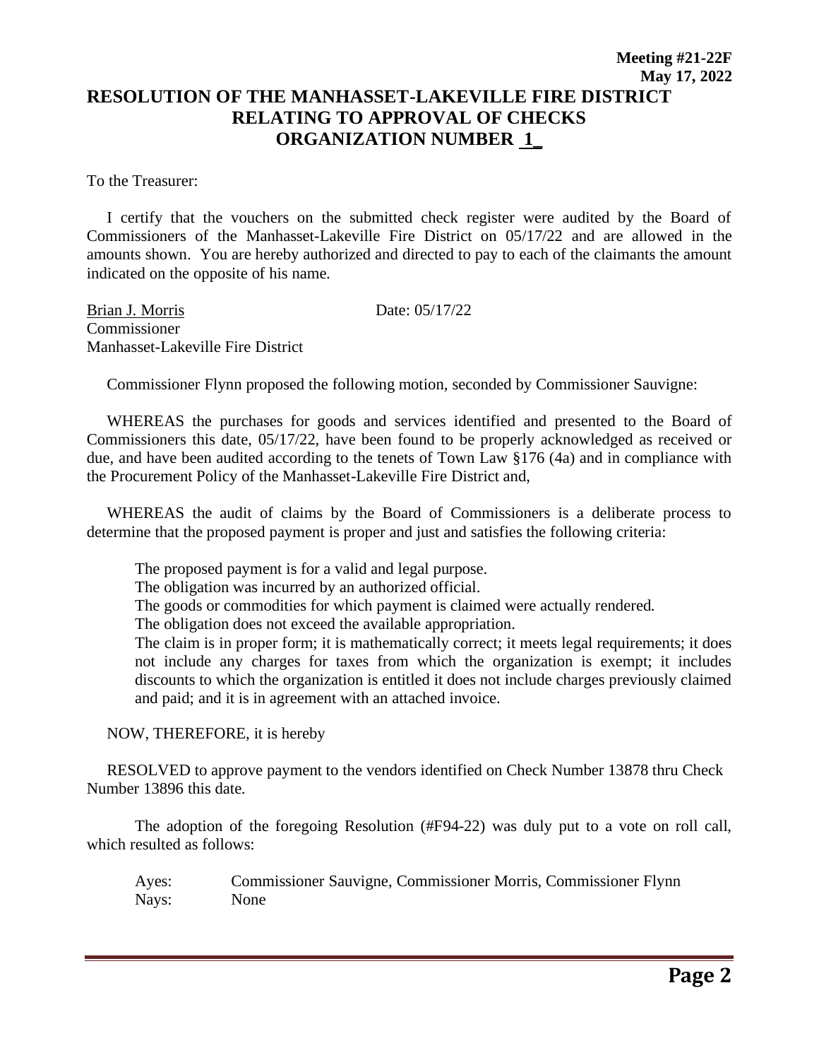**Meeting #21-22F**
**May 17, 2022**

# RESOLUTION OF THE MANHASSET-LAKEVILLE FIRE DISTRICT RELATING TO APPROVAL OF CHECKS ORGANIZATION NUMBER 1

To the Treasurer:

I certify that the vouchers on the submitted check register were audited by the Board of Commissioners of the Manhasset-Lakeville Fire District on 05/17/22 and are allowed in the amounts shown. You are hereby authorized and directed to pay to each of the claimants the amount indicated on the opposite of his name.

Brian J. Morris
Commissioner
Manhasset-Lakeville Fire District

Date: 05/17/22

Commissioner Flynn proposed the following motion, seconded by Commissioner Sauvigne:

WHEREAS the purchases for goods and services identified and presented to the Board of Commissioners this date, 05/17/22, have been found to be properly acknowledged as received or due, and have been audited according to the tenets of Town Law §176 (4a) and in compliance with the Procurement Policy of the Manhasset-Lakeville Fire District and,

WHEREAS the audit of claims by the Board of Commissioners is a deliberate process to determine that the proposed payment is proper and just and satisfies the following criteria:

The proposed payment is for a valid and legal purpose.
The obligation was incurred by an authorized official.
The goods or commodities for which payment is claimed were actually rendered.
The obligation does not exceed the available appropriation.
The claim is in proper form; it is mathematically correct; it meets legal requirements; it does not include any charges for taxes from which the organization is exempt; it includes discounts to which the organization is entitled it does not include charges previously claimed and paid; and it is in agreement with an attached invoice.

NOW, THEREFORE, it is hereby

RESOLVED to approve payment to the vendors identified on Check Number 13878 thru Check Number 13896 this date.

The adoption of the foregoing Resolution (#F94-22) was duly put to a vote on roll call, which resulted as follows:

Ayes: Commissioner Sauvigne, Commissioner Morris, Commissioner Flynn
Nays: None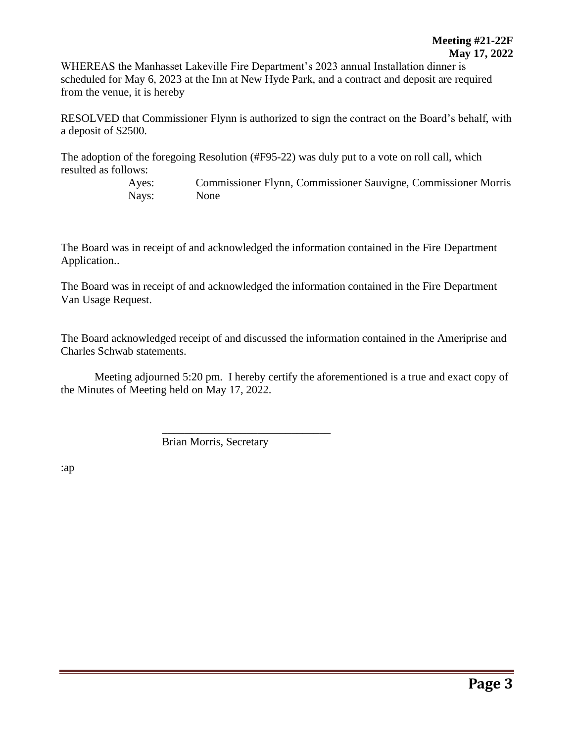WHEREAS the Manhasset Lakeville Fire Department's 2023 annual Installation dinner is scheduled for May 6, 2023 at the Inn at New Hyde Park, and a contract and deposit are required from the venue, it is hereby

RESOLVED that Commissioner Flynn is authorized to sign the contract on the Board's behalf, with a deposit of $2500.

The adoption of the foregoing Resolution (#F95-22) was duly put to a vote on roll call, which resulted as follows:

Ayes: Commissioner Flynn, Commissioner Sauvigne, Commissioner Morris
Nays: None

The Board was in receipt of and acknowledged the information contained in the Fire Department Application..

The Board was in receipt of and acknowledged the information contained in the Fire Department Van Usage Request.

The Board acknowledged receipt of and discussed the information contained in the Ameriprise and Charles Schwab statements.

Meeting adjourned 5:20 pm. I hereby certify the aforementioned is a true and exact copy of the Minutes of Meeting held on May 17, 2022.

\_\_\_\_\_\_\_\_\_\_\_\_\_\_\_\_\_\_\_\_\_\_\_\_\_\_\_\_\_\_

Brian Morris, Secretary

:ap